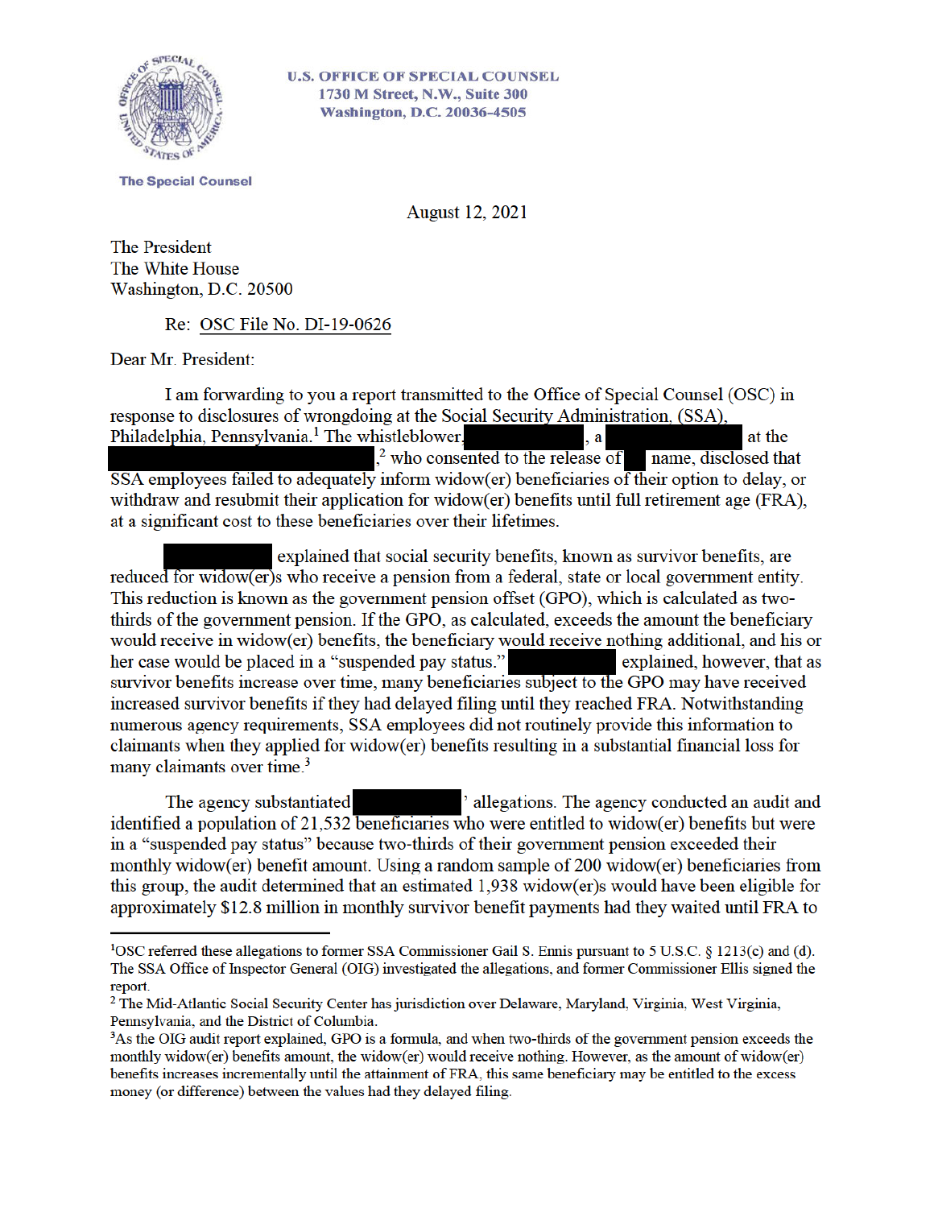U.S. OFFICE OF SPECIAL COUNSEL
1730 M Street, N.W., Suite 300
Washington, D.C. 20036-4505

The Special Counsel

August 12, 2021

The President
The White House
Washington, D.C. 20500

Re: OSC File No. DI-19-0626

Dear Mr. President:

I am forwarding to you a report transmitted to the Office of Special Counsel (OSC) in response to disclosures of wrongdoing at the Social Security Administration, (SSA), Philadelphia, Pennsylvania.[1] The whistleblower, ██████, a ██████ at the ██████,[2] who consented to the release of ██ name, disclosed that SSA employees failed to adequately inform widow(er) beneficiaries of their option to delay, or withdraw and resubmit their application for widow(er) benefits until full retirement age (FRA), at a significant cost to these beneficiaries over their lifetimes.

██████ explained that social security benefits, known as survivor benefits, are reduced for widow(er)s who receive a pension from a federal, state or local government entity. This reduction is known as the government pension offset (GPO), which is calculated as two-thirds of the government pension. If the GPO, as calculated, exceeds the amount the beneficiary would receive in widow(er) benefits, the beneficiary would receive nothing additional, and his or her case would be placed in a "suspended pay status." ██████ explained, however, that as survivor benefits increase over time, many beneficiaries subject to the GPO may have received increased survivor benefits if they had delayed filing until they reached FRA. Notwithstanding numerous agency requirements, SSA employees did not routinely provide this information to claimants when they applied for widow(er) benefits resulting in a substantial financial loss for many claimants over time.[3]

The agency substantiated ██████' allegations. The agency conducted an audit and identified a population of 21,532 beneficiaries who were entitled to widow(er) benefits but were in a "suspended pay status" because two-thirds of their government pension exceeded their monthly widow(er) benefit amount. Using a random sample of 200 widow(er) beneficiaries from this group, the audit determined that an estimated 1,938 widow(er)s would have been eligible for approximately $12.8 million in monthly survivor benefit payments had they waited until FRA to

---

[1] OSC referred these allegations to former SSA Commissioner Gail S. Ennis pursuant to 5 U.S.C. § 1213(c) and (d). The SSA Office of Inspector General (OIG) investigated the allegations, and former Commissioner Ellis signed the report.

[2] The Mid-Atlantic Social Security Center has jurisdiction over Delaware, Maryland, Virginia, West Virginia, Pennsylvania, and the District of Columbia.

[3] As the OIG audit report explained, GPO is a formula, and when two-thirds of the government pension exceeds the monthly widow(er) benefits amount, the widow(er) would receive nothing. However, as the amount of widow(er) benefits increases incrementally until the attainment of FRA, this same beneficiary may be entitled to the excess money (or difference) between the values had they delayed filing.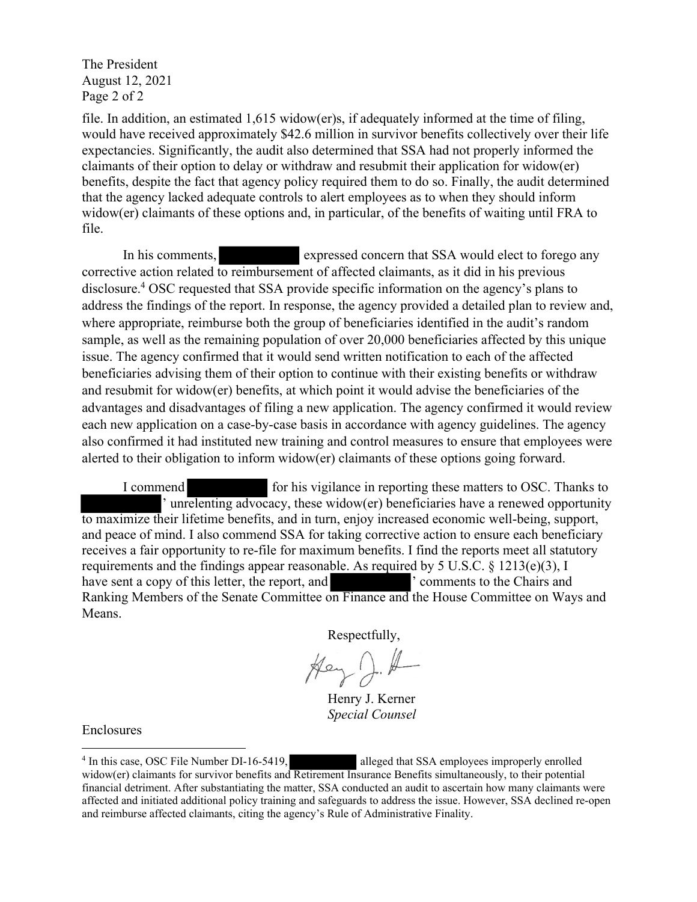file. In addition, an estimated 1,615 widow(er)s, if adequately informed at the time of filing, would have received approximately $42.6 million in survivor benefits collectively over their life expectancies. Significantly, the audit also determined that SSA had not properly informed the claimants of their option to delay or withdraw and resubmit their application for widow(er) benefits, despite the fact that agency policy required them to do so. Finally, the audit determined that the agency lacked adequate controls to alert employees as to when they should inform widow(er) claimants of these options and, in particular, of the benefits of waiting until FRA to file.

In his comments, ██████████ expressed concern that SSA would elect to forego any corrective action related to reimbursement of affected claimants, as it did in his previous disclosure.[4] OSC requested that SSA provide specific information on the agency's plans to address the findings of the report. In response, the agency provided a detailed plan to review and, where appropriate, reimburse both the group of beneficiaries identified in the audit's random sample, as well as the remaining population of over 20,000 beneficiaries affected by this unique issue. The agency confirmed that it would send written notification to each of the affected beneficiaries advising them of their option to continue with their existing benefits or withdraw and resubmit for widow(er) benefits, at which point it would advise the beneficiaries of the advantages and disadvantages of filing a new application. The agency confirmed it would review each new application on a case-by-case basis in accordance with agency guidelines. The agency also confirmed it had instituted new training and control measures to ensure that employees were alerted to their obligation to inform widow(er) claimants of these options going forward.

I commend ██████████ for his vigilance in reporting these matters to OSC. Thanks to ██████████' unrelenting advocacy, these widow(er) beneficiaries have a renewed opportunity to maximize their lifetime benefits, and in turn, enjoy increased economic well-being, support, and peace of mind. I also commend SSA for taking corrective action to ensure each beneficiary receives a fair opportunity to re-file for maximum benefits. I find the reports meet all statutory requirements and the findings appear reasonable. As required by 5 U.S.C. § 1213(e)(3), I have sent a copy of this letter, the report, and ██████████' comments to the Chairs and Ranking Members of the Senate Committee on Finance and the House Committee on Ways and Means.

Respectfully,

Henry J. Kerner
*Special Counsel*

Enclosures

---

[4] In this case, OSC File Number DI-16-5419, ██████████ alleged that SSA employees improperly enrolled widow(er) claimants for survivor benefits and Retirement Insurance Benefits simultaneously, to their potential financial detriment. After substantiating the matter, SSA conducted an audit to ascertain how many claimants were affected and initiated additional policy training and safeguards to address the issue. However, SSA declined re-open and reimburse affected claimants, citing the agency's Rule of Administrative Finality.